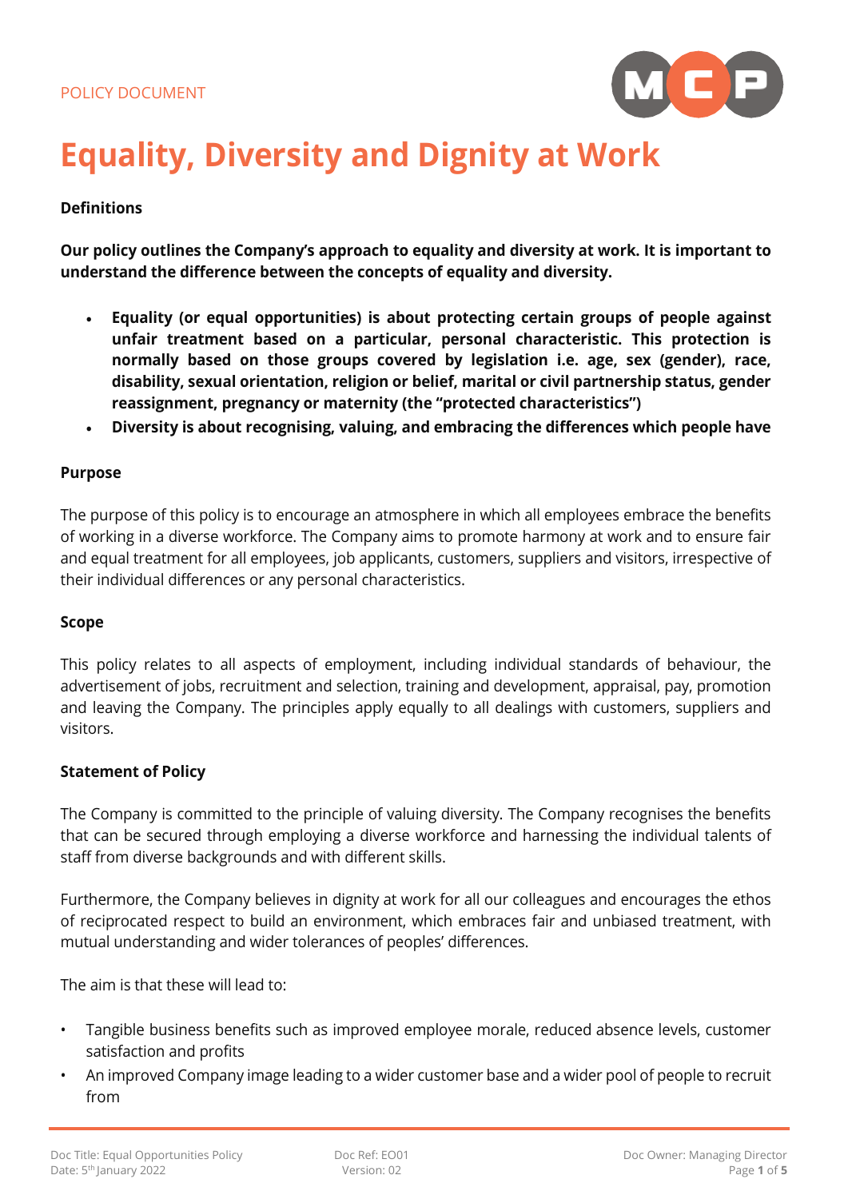POLICY DOCUMENT

# Equality, Diversity and Dignity at Work

**Definitions**

**Our policy outlines the Company's approach to equality and diversity at work. It is important to understand the difference between the concepts of equality and diversity.**

- **Equality (or equal opportunities) is about protecting certain groups of people against unfair treatment based on a particular, personal characteristic. This protection is normally based on those groups covered by legislation i.e. age, sex (gender), race, disability, sexual orientation, religion or belief, marital or civil partnership status, gender reassignment, pregnancy or maternity (the "protected characteristics")**
- **Diversity is about recognising, valuing, and embracing the differences which people have**

**Purpose**

The purpose of this policy is to encourage an atmosphere in which all employees embrace the benefits of working in a diverse workforce. The Company aims to promote harmony at work and to ensure fair and equal treatment for all employees, job applicants, customers, suppliers and visitors, irrespective of their individual differences or any personal characteristics.

**Scope**

This policy relates to all aspects of employment, including individual standards of behaviour, the advertisement of jobs, recruitment and selection, training and development, appraisal, pay, promotion and leaving the Company. The principles apply equally to all dealings with customers, suppliers and visitors.

**Statement of Policy**

The Company is committed to the principle of valuing diversity. The Company recognises the benefits that can be secured through employing a diverse workforce and harnessing the individual talents of staff from diverse backgrounds and with different skills.

Furthermore, the Company believes in dignity at work for all our colleagues and encourages the ethos of reciprocated respect to build an environment, which embraces fair and unbiased treatment, with mutual understanding and wider tolerances of peoples' differences.

The aim is that these will lead to:

- Tangible business benefits such as improved employee morale, reduced absence levels, customer satisfaction and profits
- An improved Company image leading to a wider customer base and a wider pool of people to recruit from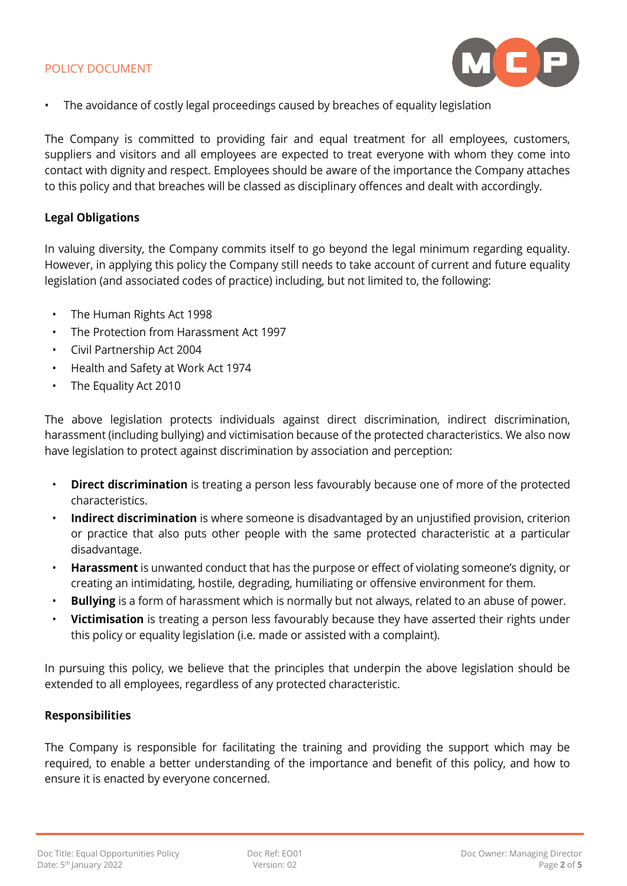- The avoidance of costly legal proceedings caused by breaches of equality legislation

The Company is committed to providing fair and equal treatment for all employees, customers, suppliers and visitors and all employees are expected to treat everyone with whom they come into contact with dignity and respect. Employees should be aware of the importance the Company attaches to this policy and that breaches will be classed as disciplinary offences and dealt with accordingly.

**Legal Obligations**

In valuing diversity, the Company commits itself to go beyond the legal minimum regarding equality. However, in applying this policy the Company still needs to take account of current and future equality legislation (and associated codes of practice) including, but not limited to, the following:

- The Human Rights Act 1998
- The Protection from Harassment Act 1997
- Civil Partnership Act 2004
- Health and Safety at Work Act 1974
- The Equality Act 2010

The above legislation protects individuals against direct discrimination, indirect discrimination, harassment (including bullying) and victimisation because of the protected characteristics. We also now have legislation to protect against discrimination by association and perception:

- **Direct discrimination** is treating a person less favourably because one of more of the protected characteristics.
- **Indirect discrimination** is where someone is disadvantaged by an unjustified provision, criterion or practice that also puts other people with the same protected characteristic at a particular disadvantage.
- **Harassment** is unwanted conduct that has the purpose or effect of violating someone's dignity, or creating an intimidating, hostile, degrading, humiliating or offensive environment for them.
- **Bullying** is a form of harassment which is normally but not always, related to an abuse of power.
- **Victimisation** is treating a person less favourably because they have asserted their rights under this policy or equality legislation (i.e. made or assisted with a complaint).

In pursuing this policy, we believe that the principles that underpin the above legislation should be extended to all employees, regardless of any protected characteristic.

**Responsibilities**

The Company is responsible for facilitating the training and providing the support which may be required, to enable a better understanding of the importance and benefit of this policy, and how to ensure it is enacted by everyone concerned.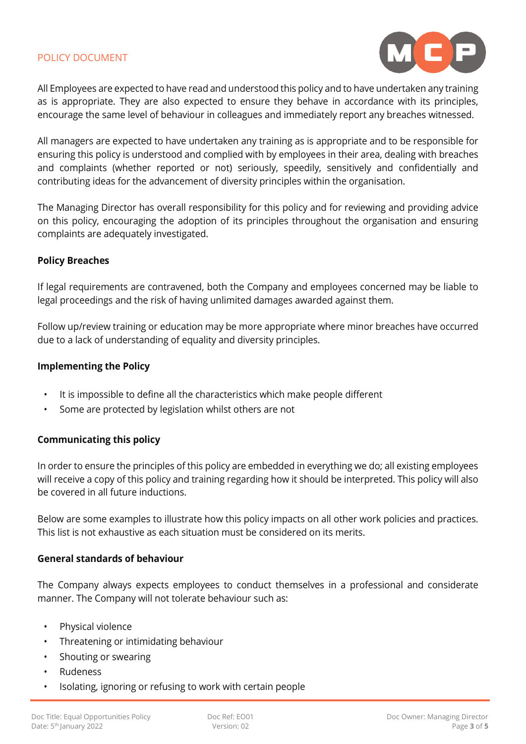All Employees are expected to have read and understood this policy and to have undertaken any training as is appropriate. They are also expected to ensure they behave in accordance with its principles, encourage the same level of behaviour in colleagues and immediately report any breaches witnessed.

All managers are expected to have undertaken any training as is appropriate and to be responsible for ensuring this policy is understood and complied with by employees in their area, dealing with breaches and complaints (whether reported or not) seriously, speedily, sensitively and confidentially and contributing ideas for the advancement of diversity principles within the organisation.

The Managing Director has overall responsibility for this policy and for reviewing and providing advice on this policy, encouraging the adoption of its principles throughout the organisation and ensuring complaints are adequately investigated.

**Policy Breaches**

If legal requirements are contravened, both the Company and employees concerned may be liable to legal proceedings and the risk of having unlimited damages awarded against them.

Follow up/review training or education may be more appropriate where minor breaches have occurred due to a lack of understanding of equality and diversity principles.

**Implementing the Policy**

- It is impossible to define all the characteristics which make people different
- Some are protected by legislation whilst others are not

**Communicating this policy**

In order to ensure the principles of this policy are embedded in everything we do; all existing employees will receive a copy of this policy and training regarding how it should be interpreted. This policy will also be covered in all future inductions.

Below are some examples to illustrate how this policy impacts on all other work policies and practices. This list is not exhaustive as each situation must be considered on its merits.

**General standards of behaviour**

The Company always expects employees to conduct themselves in a professional and considerate manner. The Company will not tolerate behaviour such as:

- Physical violence
- Threatening or intimidating behaviour
- Shouting or swearing
- Rudeness
- Isolating, ignoring or refusing to work with certain people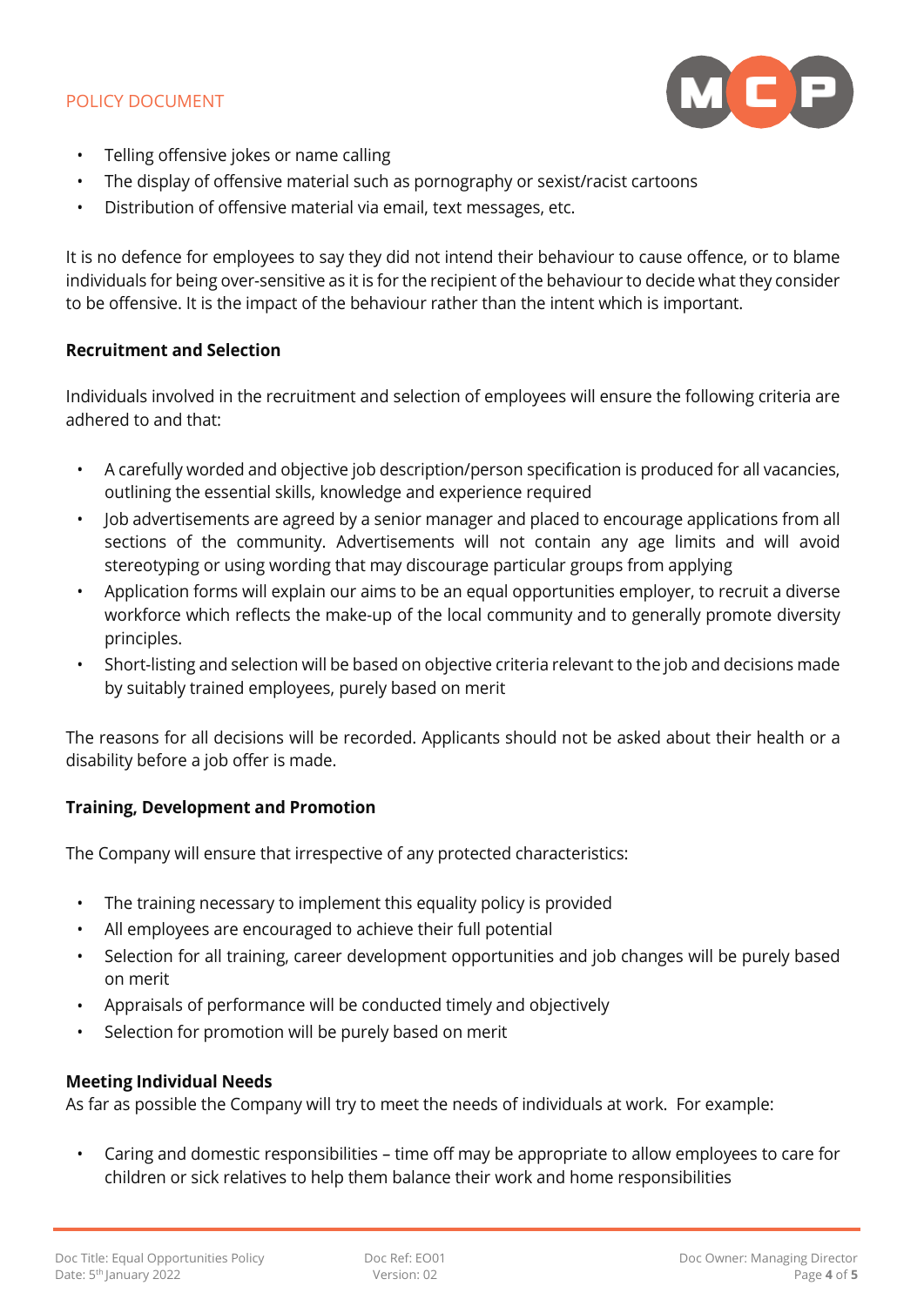- Telling offensive jokes or name calling
- The display of offensive material such as pornography or sexist/racist cartoons
- Distribution of offensive material via email, text messages, etc.

It is no defence for employees to say they did not intend their behaviour to cause offence, or to blame individuals for being over-sensitive as it is for the recipient of the behaviour to decide what they consider to be offensive. It is the impact of the behaviour rather than the intent which is important.

**Recruitment and Selection**

Individuals involved in the recruitment and selection of employees will ensure the following criteria are adhered to and that:

- A carefully worded and objective job description/person specification is produced for all vacancies, outlining the essential skills, knowledge and experience required
- Job advertisements are agreed by a senior manager and placed to encourage applications from all sections of the community. Advertisements will not contain any age limits and will avoid stereotyping or using wording that may discourage particular groups from applying
- Application forms will explain our aims to be an equal opportunities employer, to recruit a diverse workforce which reflects the make-up of the local community and to generally promote diversity principles.
- Short-listing and selection will be based on objective criteria relevant to the job and decisions made by suitably trained employees, purely based on merit

The reasons for all decisions will be recorded. Applicants should not be asked about their health or a disability before a job offer is made.

**Training, Development and Promotion**

The Company will ensure that irrespective of any protected characteristics:

- The training necessary to implement this equality policy is provided
- All employees are encouraged to achieve their full potential
- Selection for all training, career development opportunities and job changes will be purely based on merit
- Appraisals of performance will be conducted timely and objectively
- Selection for promotion will be purely based on merit

**Meeting Individual Needs**

As far as possible the Company will try to meet the needs of individuals at work. For example:

- Caring and domestic responsibilities – time off may be appropriate to allow employees to care for children or sick relatives to help them balance their work and home responsibilities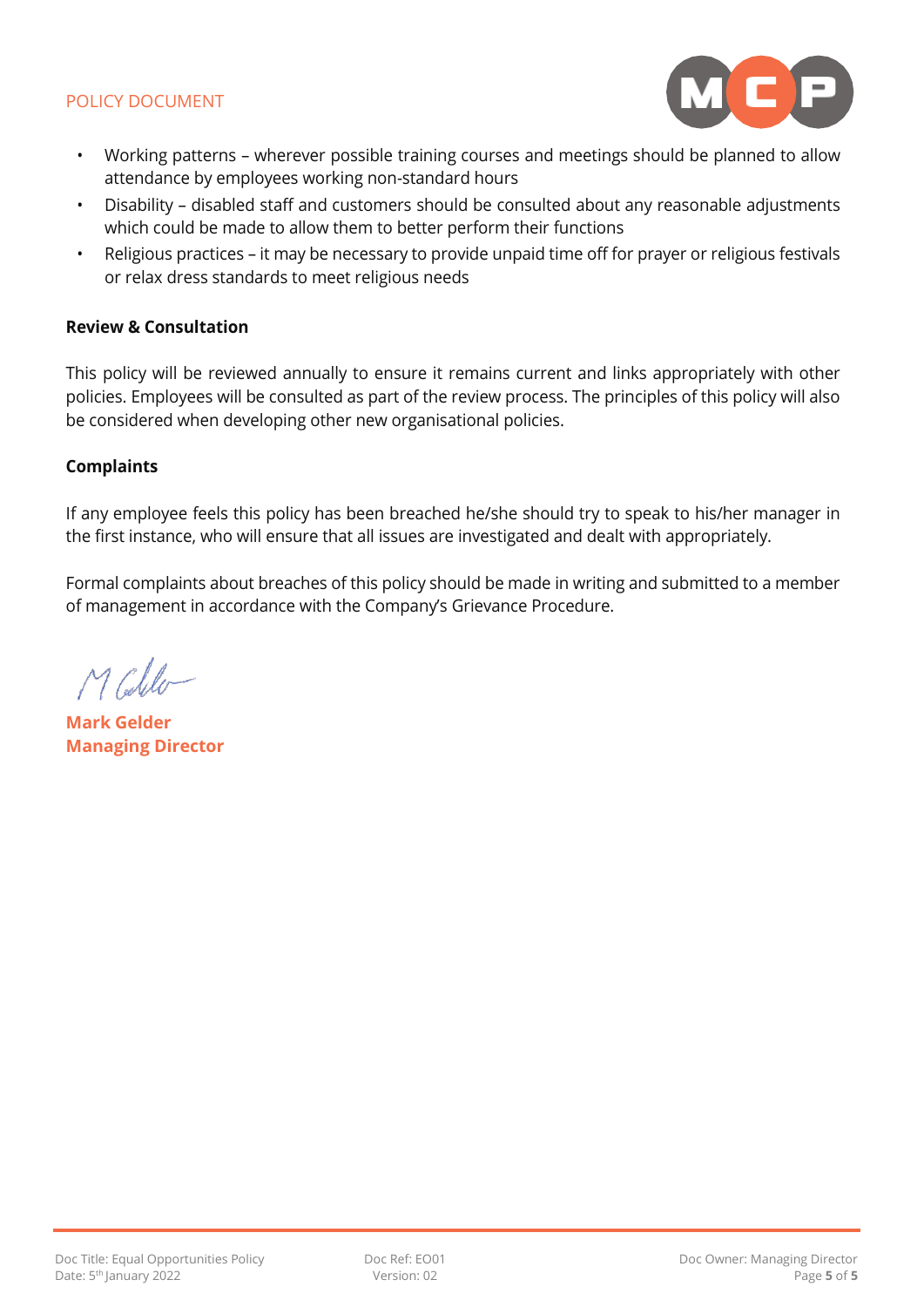- Working patterns – wherever possible training courses and meetings should be planned to allow attendance by employees working non-standard hours
- Disability – disabled staff and customers should be consulted about any reasonable adjustments which could be made to allow them to better perform their functions
- Religious practices – it may be necessary to provide unpaid time off for prayer or religious festivals or relax dress standards to meet religious needs

**Review & Consultation**

This policy will be reviewed annually to ensure it remains current and links appropriately with other policies. Employees will be consulted as part of the review process. The principles of this policy will also be considered when developing other new organisational policies.

**Complaints**

If any employee feels this policy has been breached he/she should try to speak to his/her manager in the first instance, who will ensure that all issues are investigated and dealt with appropriately.

Formal complaints about breaches of this policy should be made in writing and submitted to a member of management in accordance with the Company's Grievance Procedure.

**Mark Gelder**
**Managing Director**